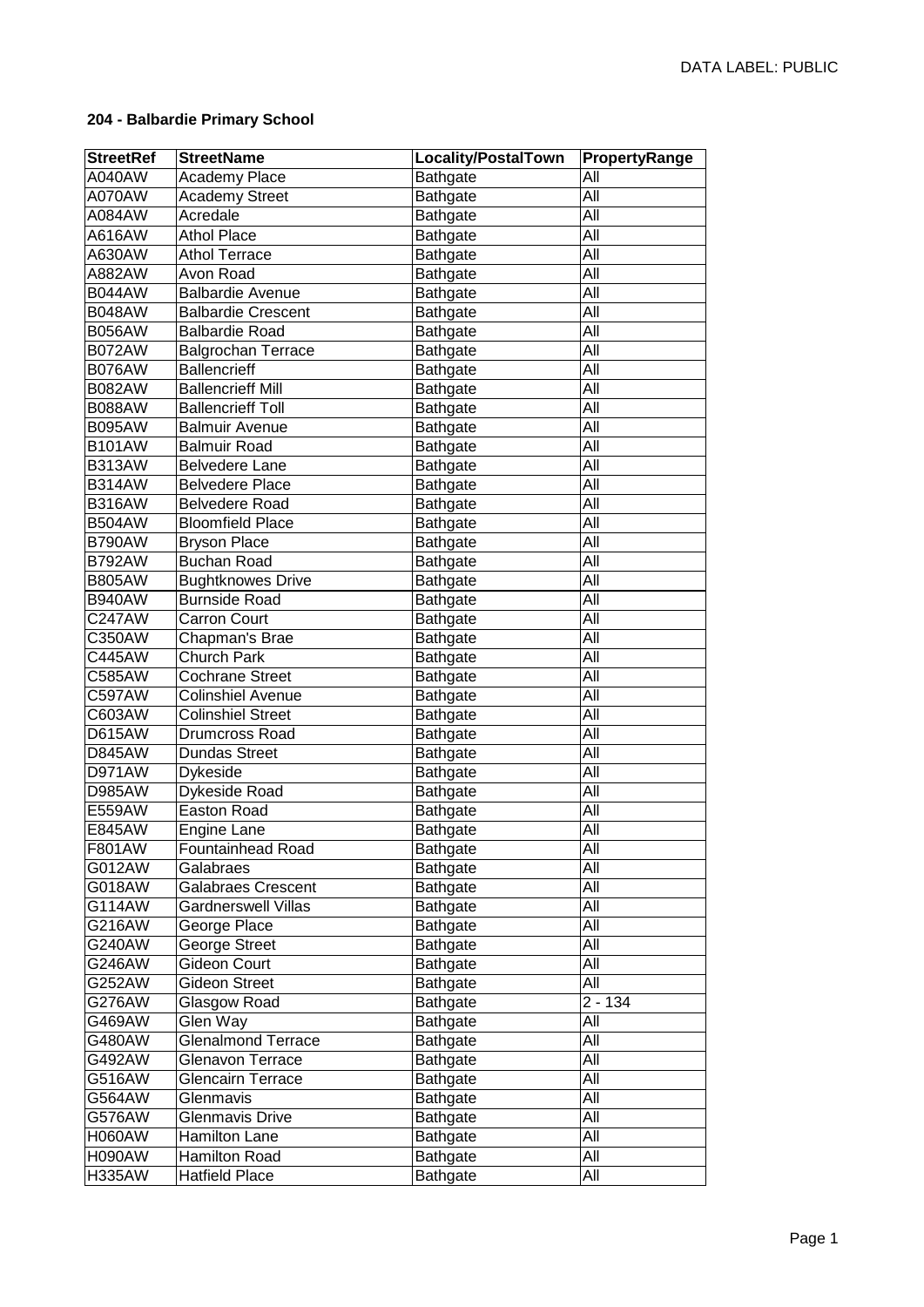DATA LABEL: PUBLIC

**204 - Balbardie Primary School**

| StreetRef | StreetName | Locality/PostalTown | PropertyRange |
|---|---|---|---|
| A040AW | Academy Place | Bathgate | All |
| A070AW | Academy Street | Bathgate | All |
| A084AW | Acredale | Bathgate | All |
| A616AW | Athol Place | Bathgate | All |
| A630AW | Athol Terrace | Bathgate | All |
| A882AW | Avon Road | Bathgate | All |
| B044AW | Balbardie Avenue | Bathgate | All |
| B048AW | Balbardie Crescent | Bathgate | All |
| B056AW | Balbardie Road | Bathgate | All |
| B072AW | Balgrochan Terrace | Bathgate | All |
| B076AW | Ballencrieff | Bathgate | All |
| B082AW | Ballencrieff Mill | Bathgate | All |
| B088AW | Ballencrieff Toll | Bathgate | All |
| B095AW | Balmuir Avenue | Bathgate | All |
| B101AW | Balmuir Road | Bathgate | All |
| B313AW | Belvedere Lane | Bathgate | All |
| B314AW | Belvedere Place | Bathgate | All |
| B316AW | Belvedere Road | Bathgate | All |
| B504AW | Bloomfield Place | Bathgate | All |
| B790AW | Bryson Place | Bathgate | All |
| B792AW | Buchan Road | Bathgate | All |
| B805AW | Bughtknowes Drive | Bathgate | All |
| B940AW | Burnside Road | Bathgate | All |
| C247AW | Carron Court | Bathgate | All |
| C350AW | Chapman's Brae | Bathgate | All |
| C445AW | Church Park | Bathgate | All |
| C585AW | Cochrane Street | Bathgate | All |
| C597AW | Colinshiel Avenue | Bathgate | All |
| C603AW | Colinshiel Street | Bathgate | All |
| D615AW | Drumcross Road | Bathgate | All |
| D845AW | Dundas Street | Bathgate | All |
| D971AW | Dykeside | Bathgate | All |
| D985AW | Dykeside Road | Bathgate | All |
| E559AW | Easton Road | Bathgate | All |
| E845AW | Engine Lane | Bathgate | All |
| F801AW | Fountainhead Road | Bathgate | All |
| G012AW | Galabraes | Bathgate | All |
| G018AW | Galabraes Crescent | Bathgate | All |
| G114AW | Gardnerswell Villas | Bathgate | All |
| G216AW | George Place | Bathgate | All |
| G240AW | George Street | Bathgate | All |
| G246AW | Gideon Court | Bathgate | All |
| G252AW | Gideon Street | Bathgate | All |
| G276AW | Glasgow Road | Bathgate | 2 - 134 |
| G469AW | Glen Way | Bathgate | All |
| G480AW | Glenalmond Terrace | Bathgate | All |
| G492AW | Glenavon Terrace | Bathgate | All |
| G516AW | Glencairn Terrace | Bathgate | All |
| G564AW | Glenmavis | Bathgate | All |
| G576AW | Glenmavis Drive | Bathgate | All |
| H060AW | Hamilton Lane | Bathgate | All |
| H090AW | Hamilton Road | Bathgate | All |
| H335AW | Hatfield Place | Bathgate | All |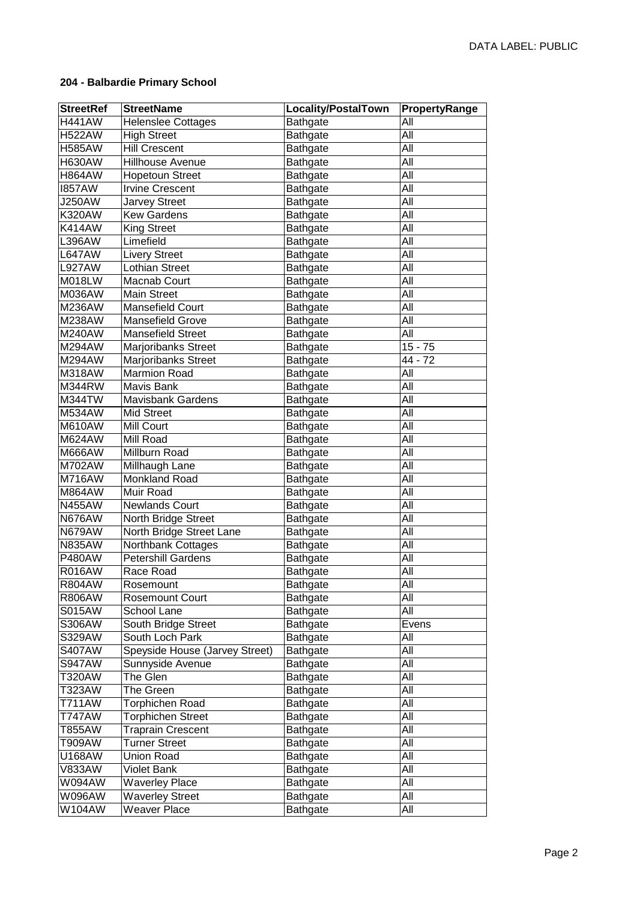**204 - Balbardie Primary School**

| StreetRef | StreetName | Locality/PostalTown | PropertyRange |
|---|---|---|---|
| H441AW | Helenslee Cottages | Bathgate | All |
| H522AW | High Street | Bathgate | All |
| H585AW | Hill Crescent | Bathgate | All |
| H630AW | Hillhouse Avenue | Bathgate | All |
| H864AW | Hopetoun Street | Bathgate | All |
| I857AW | Irvine Crescent | Bathgate | All |
| J250AW | Jarvey Street | Bathgate | All |
| K320AW | Kew Gardens | Bathgate | All |
| K414AW | King Street | Bathgate | All |
| L396AW | Limefield | Bathgate | All |
| L647AW | Livery Street | Bathgate | All |
| L927AW | Lothian Street | Bathgate | All |
| M018LW | Macnab Court | Bathgate | All |
| M036AW | Main Street | Bathgate | All |
| M236AW | Mansefield Court | Bathgate | All |
| M238AW | Mansefield Grove | Bathgate | All |
| M240AW | Mansefield Street | Bathgate | All |
| M294AW | Marjoribanks Street | Bathgate | 15 - 75 |
| M294AW | Marjoribanks Street | Bathgate | 44 - 72 |
| M318AW | Marmion Road | Bathgate | All |
| M344RW | Mavis Bank | Bathgate | All |
| M344TW | Mavisbank Gardens | Bathgate | All |
| M534AW | Mid Street | Bathgate | All |
| M610AW | Mill Court | Bathgate | All |
| M624AW | Mill Road | Bathgate | All |
| M666AW | Millburn Road | Bathgate | All |
| M702AW | Millhaugh Lane | Bathgate | All |
| M716AW | Monkland Road | Bathgate | All |
| M864AW | Muir Road | Bathgate | All |
| N455AW | Newlands Court | Bathgate | All |
| N676AW | North Bridge Street | Bathgate | All |
| N679AW | North Bridge Street Lane | Bathgate | All |
| N835AW | Northbank Cottages | Bathgate | All |
| P480AW | Petershill Gardens | Bathgate | All |
| R016AW | Race Road | Bathgate | All |
| R804AW | Rosemount | Bathgate | All |
| R806AW | Rosemount Court | Bathgate | All |
| S015AW | School Lane | Bathgate | All |
| S306AW | South Bridge Street | Bathgate | Evens |
| S329AW | South Loch Park | Bathgate | All |
| S407AW | Speyside House (Jarvey Street) | Bathgate | All |
| S947AW | Sunnyside Avenue | Bathgate | All |
| T320AW | The Glen | Bathgate | All |
| T323AW | The Green | Bathgate | All |
| T711AW | Torphichen Road | Bathgate | All |
| T747AW | Torphichen Street | Bathgate | All |
| T855AW | Traprain Crescent | Bathgate | All |
| T909AW | Turner Street | Bathgate | All |
| U168AW | Union Road | Bathgate | All |
| V833AW | Violet Bank | Bathgate | All |
| W094AW | Waverley Place | Bathgate | All |
| W096AW | Waverley Street | Bathgate | All |
| W104AW | Weaver Place | Bathgate | All |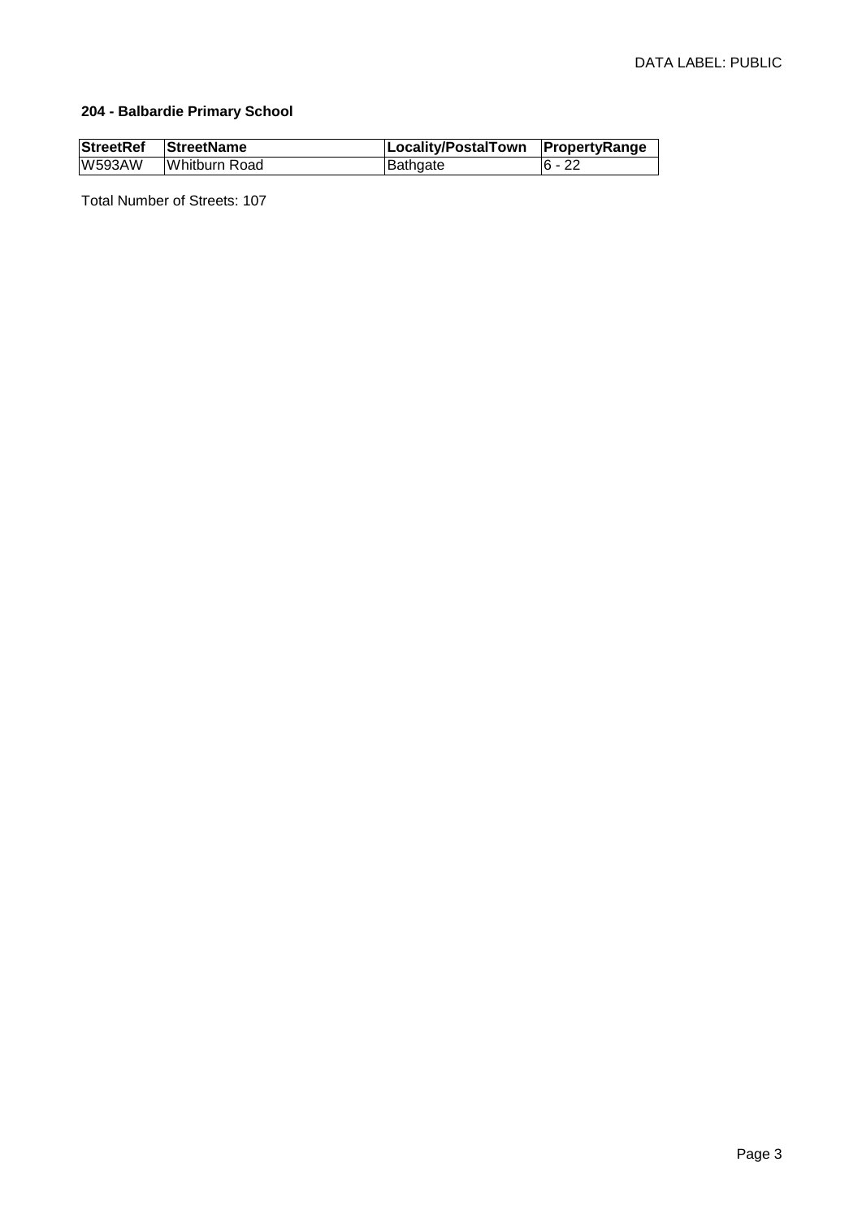### 204 - Balbardie Primary School

| StreetRef | StreetName | Locality/PostalTown | PropertyRange |
|---|---|---|---|
| W593AW | Whitburn Road | Bathgate | 6 - 22 |

Total Number of Streets: 107